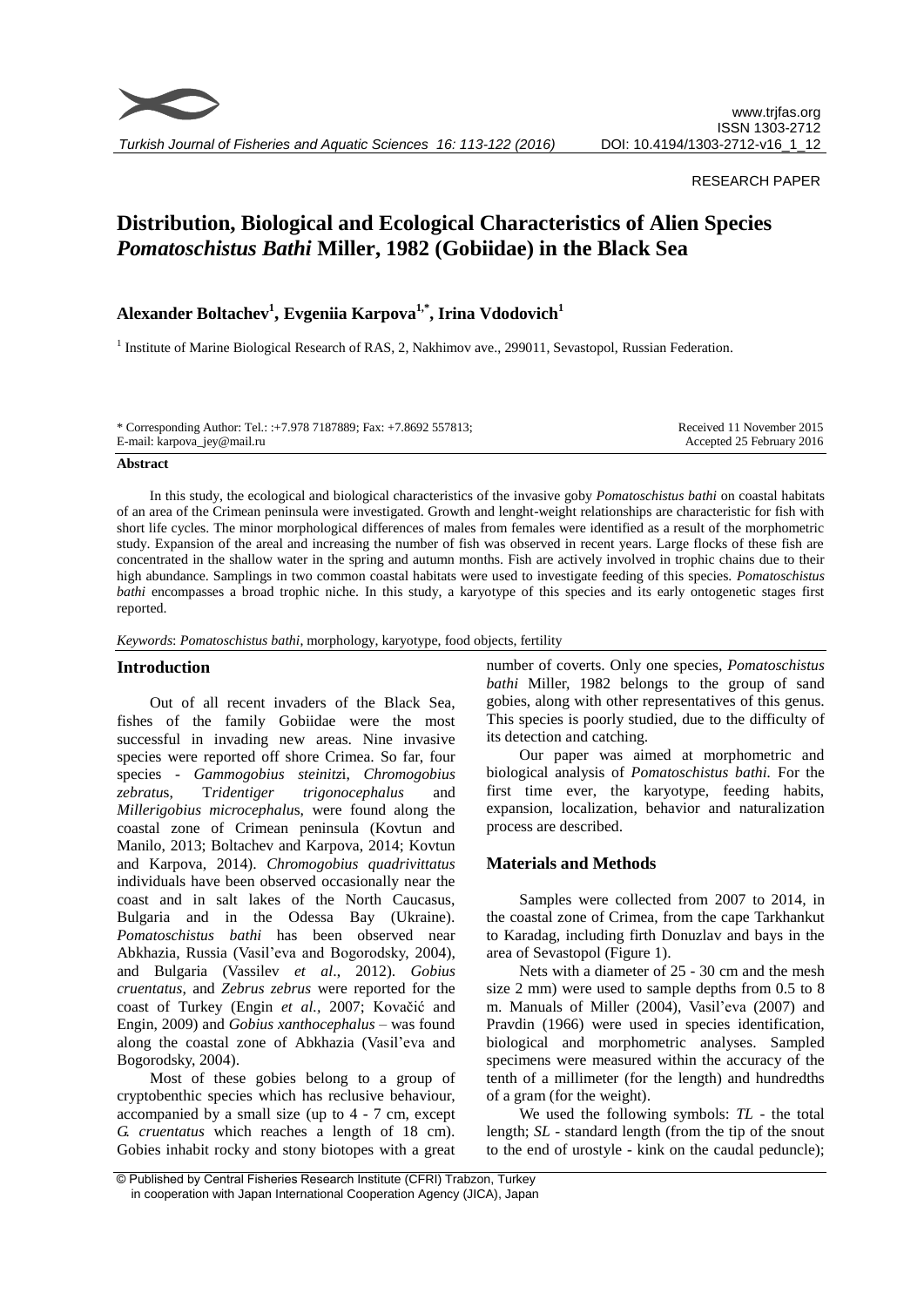RESEARCH PAPER

# Distribution, Biological and Ecological Characteristics of Alien Species *Pomatoschistus Bathi* Miller, 1982 (Gobiidae) in the Black Sea

## Alexander Boltachev[1], Evgeniia Karpova[1,*], Irina Vdodovich[1]

[1] Institute of Marine Biological Research of RAS, 2, Nakhimov ave., 299011, Sevastopol, Russian Federation.

\* Corresponding Author: Tel.: :+7.978 7187889; Fax: +7.8692 557813; E-mail: karpova_jey@mail.ru

Received 11 November 2015
Accepted 25 February 2016

### Abstract

In this study, the ecological and biological characteristics of the invasive goby *Pomatoschistus bathi* on coastal habitats of an area of the Crimean peninsula were investigated. Growth and lenght-weight relationships are characteristic for fish with short life cycles. The minor morphological differences of males from females were identified as a result of the morphometric study. Expansion of the areal and increasing the number of fish was observed in recent years. Large flocks of these fish are concentrated in the shallow water in the spring and autumn months. Fish are actively involved in trophic chains due to their high abundance. Samplings in two common coastal habitats were used to investigate feeding of this species. *Pomatoschistus bathi* encompasses a broad trophic niche. In this study, a karyotype of this species and its early ontogenetic stages first reported.

*Keywords*: *Pomatoschistus bathi*, morphology, karyotype, food objects, fertility

## Introduction

Out of all recent invaders of the Black Sea, fishes of the family Gobiidae were the most successful in invading new areas. Nine invasive species were reported off shore Crimea. So far, four species - *Gammogobius steinitz*i, *Chromogobius zebratu*s, T*ridentiger trigonocephalus* and *Millerigobius microcephalu*s, were found along the coastal zone of Crimean peninsula (Kovtun and Manilo, 2013; Boltachev and Karpova, 2014; Kovtun and Karpova, 2014). *Chromogobius quadrivittatus* individuals have been observed occasionally near the coast and in salt lakes of the North Caucasus, Bulgaria and in the Odessa Bay (Ukraine). *Pomatoschistus bathi* has been observed near Abkhazia, Russia (Vasil'eva and Bogorodsky, 2004), and Bulgaria (Vassilev *et al*., 2012). *Gobius cruentatus*, and *Zebrus zebrus* were reported for the coast of Turkey (Engin *et al.,* 2007; Kovačić and Engin, 2009) and *Gobius xanthocephalus* – was found along the coastal zone of Abkhazia (Vasil'eva and Bogorodsky, 2004).

Most of these gobies belong to a group of cryptobenthic species which has reclusive behaviour, accompanied by a small size (up to 4 - 7 cm, except *G. cruentatus* which reaches a length of 18 cm). Gobies inhabit rocky and stony biotopes with a great number of coverts. Only one species, *Pomatoschistus bathi* Miller, 1982 belongs to the group of sand gobies, along with other representatives of this genus. This species is poorly studied, due to the difficulty of its detection and catching.

Our paper was aimed at morphometric and biological analysis of *Pomatoschistus bathi.* For the first time ever, the karyotype, feeding habits, expansion, localization, behavior and naturalization process are described.

## Materials and Methods

Samples were collected from 2007 to 2014, in the coastal zone of Crimea, from the cape Tarkhankut to Karadag, including firth Donuzlav and bays in the area of Sevastopol (Figure 1).

Nets with a diameter of 25 - 30 cm and the mesh size 2 mm) were used to sample depths from 0.5 to 8 m. Manuals of Miller (2004), Vasil'eva (2007) and Pravdin (1966) were used in species identification, biological and morphometric analyses. Sampled specimens were measured within the accuracy of the tenth of a millimeter (for the length) and hundredths of a gram (for the weight).

We used the following symbols: *TL* - the total length; *SL* - standard length (from the tip of the snout to the end of urostyle - kink on the caudal peduncle);

© Published by Central Fisheries Research Institute (CFRI) Trabzon, Turkey in cooperation with Japan International Cooperation Agency (JICA), Japan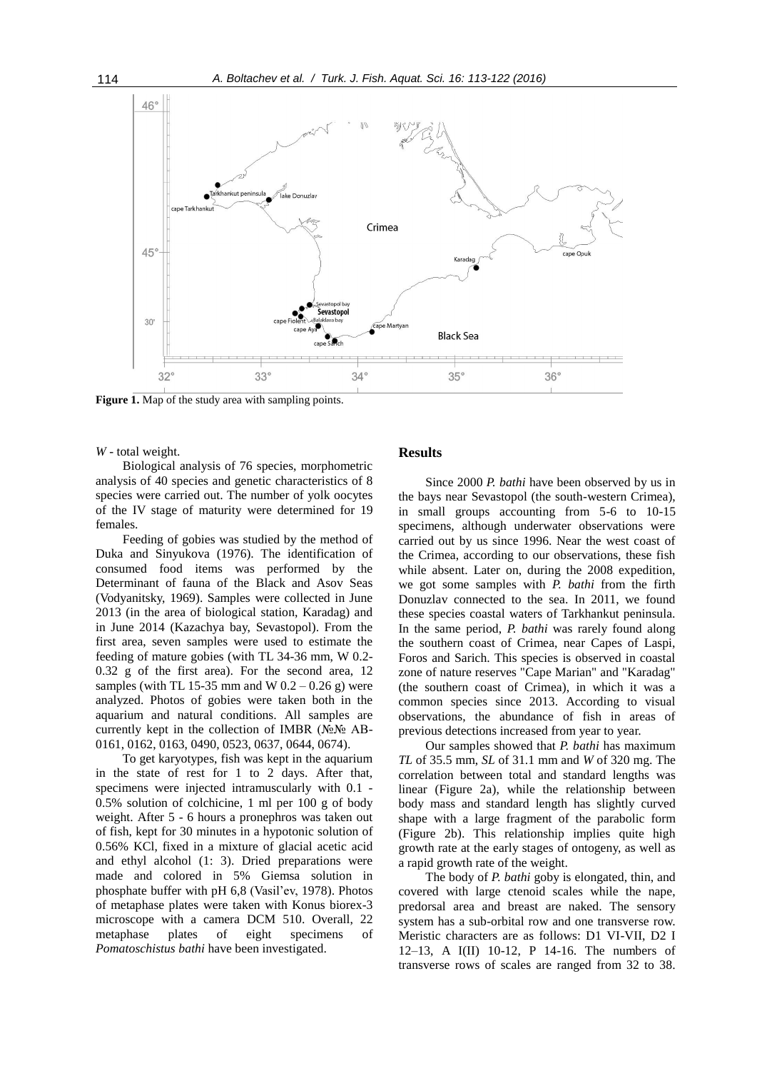Figure 1. Map of the study area with sampling points.

*W* - total weight.

Biological analysis of 76 species, morphometric analysis of 40 species and genetic characteristics of 8 species were carried out. The number of yolk oocytes of the IV stage of maturity were determined for 19 females.

Feeding of gobies was studied by the method of Duka and Sinyukova (1976). The identification of consumed food items was performed by the Determinant of fauna of the Black and Asov Seas (Vodyanitsky, 1969). Samples were collected in June 2013 (in the area of biological station, Karadag) and in June 2014 (Kazachya bay, Sevastopol). From the first area, seven samples were used to estimate the feeding of mature gobies (with TL 34-36 mm, W 0.2-0.32 g of the first area). For the second area, 12 samples (with TL 15-35 mm and W 0.2 – 0.26 g) were analyzed. Photos of gobies were taken both in the aquarium and natural conditions. All samples are currently kept in the collection of IMBR (№№ AB-0161, 0162, 0163, 0490, 0523, 0637, 0644, 0674).

To get karyotypes, fish was kept in the aquarium in the state of rest for 1 to 2 days. After that, specimens were injected intramuscularly with 0.1 - 0.5% solution of colchicine, 1 ml per 100 g of body weight. After 5 - 6 hours a pronephros was taken out of fish, kept for 30 minutes in a hypotonic solution of 0.56% KCl, fixed in a mixture of glacial acetic acid and ethyl alcohol (1: 3). Dried preparations were made and colored in 5% Giemsa solution in phosphate buffer with pH 6,8 (Vasil'ev, 1978). Photos of metaphase plates were taken with Konus biorex-3 microscope with a camera DCM 510. Overall, 22 metaphase plates of eight specimens of *Pomatoschistus bathi* have been investigated.

## Results

Since 2000 *P. bathi* have been observed by us in the bays near Sevastopol (the south-western Crimea), in small groups accounting from 5-6 to 10-15 specimens, although underwater observations were carried out by us since 1996. Near the west coast of the Crimea, according to our observations, these fish while absent. Later on, during the 2008 expedition, we got some samples with *P. bathi* from the firth Donuzlav connected to the sea. In 2011, we found these species coastal waters of Tarkhankut peninsula. In the same period, *P. bathi* was rarely found along the southern coast of Crimea, near Capes of Laspi, Foros and Sarich. This species is observed in coastal zone of nature reserves "Cape Marian" and "Karadag" (the southern coast of Crimea), in which it was a common species since 2013. According to visual observations, the abundance of fish in areas of previous detections increased from year to year.

Our samples showed that *P. bathi* has maximum *TL* of 35.5 mm, *SL* of 31.1 mm and *W* of 320 mg. The correlation between total and standard lengths was linear (Figure 2a), while the relationship between body mass and standard length has slightly curved shape with a large fragment of the parabolic form (Figure 2b). This relationship implies quite high growth rate at the early stages of ontogeny, as well as a rapid growth rate of the weight.

The body of *P. bathi* goby is elongated, thin, and covered with large ctenoid scales while the nape, predorsal area and breast are naked. The sensory system has a sub-orbital row and one transverse row. Meristic characters are as follows: D1 VI-VII, D2 I 12–13, A I(II) 10-12, P 14-16. The numbers of transverse rows of scales are ranged from 32 to 38.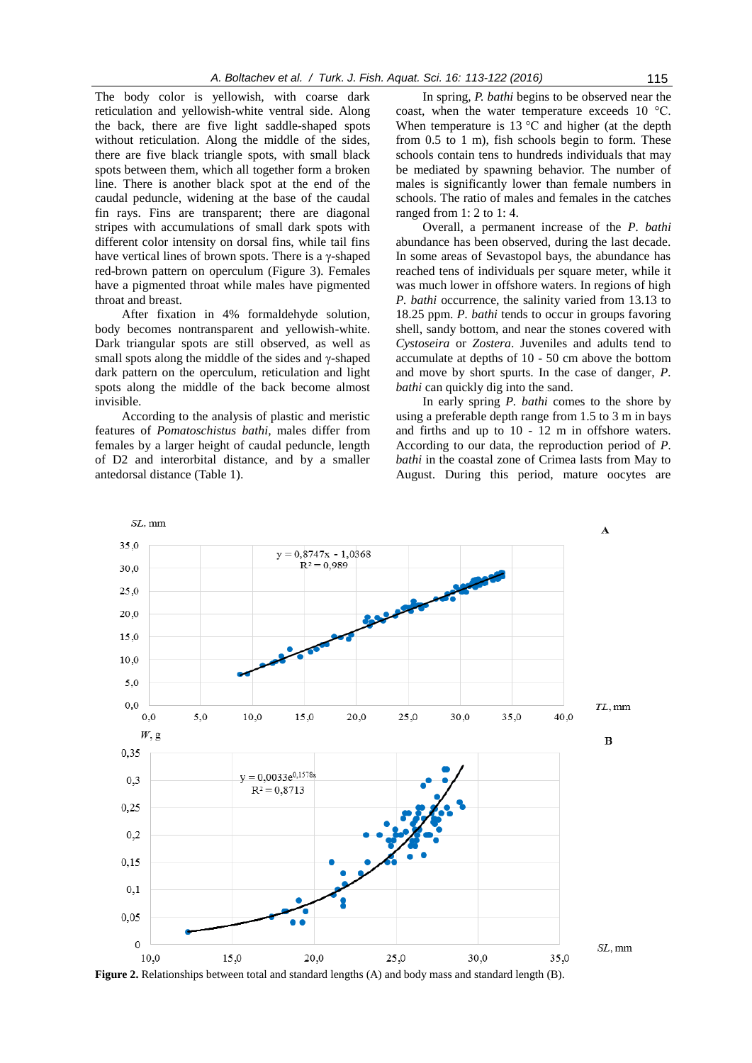The body color is yellowish, with coarse dark reticulation and yellowish-white ventral side. Along the back, there are five light saddle-shaped spots without reticulation. Along the middle of the sides, there are five black triangle spots, with small black spots between them, which all together form a broken line. There is another black spot at the end of the caudal peduncle, widening at the base of the caudal fin rays. Fins are transparent; there are diagonal stripes with accumulations of small dark spots with different color intensity on dorsal fins, while tail fins have vertical lines of brown spots. There is a γ-shaped red-brown pattern on operculum (Figure 3). Females have a pigmented throat while males have pigmented throat and breast.

After fixation in 4% formaldehyde solution, body becomes nontransparent and yellowish-white. Dark triangular spots are still observed, as well as small spots along the middle of the sides and γ-shaped dark pattern on the operculum, reticulation and light spots along the middle of the back become almost invisible.

According to the analysis of plastic and meristic features of *Pomatoschistus bathi*, males differ from females by a larger height of caudal peduncle, length of D2 and interorbital distance, and by a smaller antedorsal distance (Table 1).

In spring, *P. bathi* begins to be observed near the coast, when the water temperature exceeds 10 °C. When temperature is 13 °C and higher (at the depth from 0.5 to 1 m), fish schools begin to form. These schools contain tens to hundreds individuals that may be mediated by spawning behavior. The number of males is significantly lower than female numbers in schools. The ratio of males and females in the catches ranged from 1: 2 to 1: 4.

Overall, a permanent increase of the *P. bathi* abundance has been observed, during the last decade. In some areas of Sevastopol bays, the abundance has reached tens of individuals per square meter, while it was much lower in offshore waters. In regions of high *P. bathi* occurrence, the salinity varied from 13.13 to 18.25 ppm. *P. bathi* tends to occur in groups favoring shell, sandy bottom, and near the stones covered with *Cystoseira* or *Zostera*. Juveniles and adults tend to accumulate at depths of 10 - 50 cm above the bottom and move by short spurts. In the case of danger, *P. bathi* can quickly dig into the sand.

In early spring *P. bathi* comes to the shore by using a preferable depth range from 1.5 to 3 m in bays and firths and up to 10 - 12 m in offshore waters. According to our data, the reproduction period of *P. bathi* in the coastal zone of Crimea lasts from May to August. During this period, mature oocytes are

**Figure 2.** Relationships between total and standard lengths (A) and body mass and standard length (B).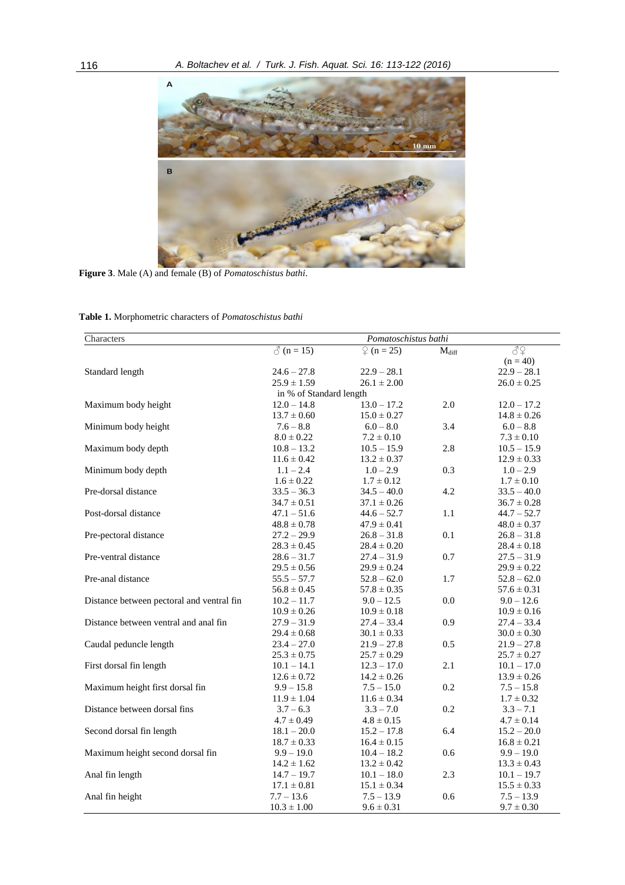**Figure 3**. Male (A) and female (B) of *Pomatoschistus bathi*.

**Table 1.** Morphometric characters of *Pomatoschistus bathi*

| Characters | *Pomatoschistus bathi* | | | |
|---|---|---|---|---|
| | ♂ (n = 15) | ♀ (n = 25) | $M_{diff}$ | ♂♀ (n = 40) |
| Standard length | 24.6 – 27.8<br>25.9 ± 1.59 | 22.9 – 28.1<br>26.1 ± 2.00 | | 22.9 – 28.1<br>26.0 ± 0.25 |
| | in % of Standard length | | | |
| Maximum body height | 12.0 – 14.8<br>13.7 ± 0.60 | 13.0 – 17.2<br>15.0 ± 0.27 | 2.0 | 12.0 – 17.2<br>14.8 ± 0.26 |
| Minimum body height | 7.6 – 8.8<br>8.0 ± 0.22 | 6.0 – 8.0<br>7.2 ± 0.10 | 3.4 | 6.0 – 8.8<br>7.3 ± 0.10 |
| Maximum body depth | 10.8 – 13.2<br>11.6 ± 0.42 | 10.5 – 15.9<br>13.2 ± 0.37 | 2.8 | 10.5 – 15.9<br>12.9 ± 0.33 |
| Minimum body depth | 1.1 – 2.4<br>1.6 ± 0.22 | 1.0 – 2.9<br>1.7 ± 0.12 | 0.3 | 1.0 – 2.9<br>1.7 ± 0.10 |
| Pre-dorsal distance | 33.5 – 36.3<br>34.7 ± 0.51 | 34.5 – 40.0<br>37.1 ± 0.26 | 4.2 | 33.5 – 40.0<br>36.7 ± 0.28 |
| Post-dorsal distance | 47.1 – 51.6<br>48.8 ± 0.78 | 44.6 – 52.7<br>47.9 ± 0.41 | 1.1 | 44.7 – 52.7<br>48.0 ± 0.37 |
| Pre-pectoral distance | 27.2 – 29.9<br>28.3 ± 0.45 | 26.8 – 31.8<br>28.4 ± 0.20 | 0.1 | 26.8 – 31.8<br>28.4 ± 0.18 |
| Pre-ventral distance | 28.6 – 31.7<br>29.5 ± 0.56 | 27.4 – 31.9<br>29.9 ± 0.24 | 0.7 | 27.5 – 31.9<br>29.9 ± 0.22 |
| Pre-anal distance | 55.5 – 57.7<br>56.8 ± 0.45 | 52.8 – 62.0<br>57.8 ± 0.35 | 1.7 | 52.8 – 62.0<br>57.6 ± 0.31 |
| Distance between pectoral and ventral fin | 10.2 – 11.7<br>10.9 ± 0.26 | 9.0 – 12.5<br>10.9 ± 0.18 | 0.0 | 9.0 – 12.6<br>10.9 ± 0.16 |
| Distance between ventral and anal fin | 27.9 – 31.9<br>29.4 ± 0.68 | 27.4 – 33.4<br>30.1 ± 0.33 | 0.9 | 27.4 – 33.4<br>30.0 ± 0.30 |
| Caudal peduncle length | 23.4 – 27.0<br>25.3 ± 0.75 | 21.9 – 27.8<br>25.7 ± 0.29 | 0.5 | 21.9 – 27.8<br>25.7 ± 0.27 |
| First dorsal fin length | 10.1 – 14.1<br>12.6 ± 0.72 | 12.3 – 17.0<br>14.2 ± 0.26 | 2.1 | 10.1 – 17.0<br>13.9 ± 0.26 |
| Maximum height first dorsal fin | 9.9 – 15.8<br>11.9 ± 1.04 | 7.5 – 15.0<br>11.6 ± 0.34 | 0.2 | 7.5 – 15.8<br>1.7 ± 0.32 |
| Distance between dorsal fins | 3.7 – 6.3<br>4.7 ± 0.49 | 3.3 – 7.0<br>4.8 ± 0.15 | 0.2 | 3.3 – 7.1<br>4.7 ± 0.14 |
| Second dorsal fin length | 18.1 – 20.0<br>18.7 ± 0.33 | 15.2 – 17.8<br>16.4 ± 0.15 | 6.4 | 15.2 – 20.0<br>16.8 ± 0.21 |
| Maximum height second dorsal fin | 9.9 – 19.0<br>14.2 ± 1.62 | 10.4 – 18.2<br>13.2 ± 0.42 | 0.6 | 9.9 – 19.0<br>13.3 ± 0.43 |
| Anal fin length | 14.7 – 19.7<br>17.1 ± 0.81 | 10.1 – 18.0<br>15.1 ± 0.34 | 2.3 | 10.1 – 19.7<br>15.5 ± 0.33 |
| Anal fin height | 7.7 – 13.6<br>10.3 ± 1.00 | 7.5 – 13.9<br>9.6 ± 0.31 | 0.6 | 7.5 – 13.9<br>9.7 ± 0.30 |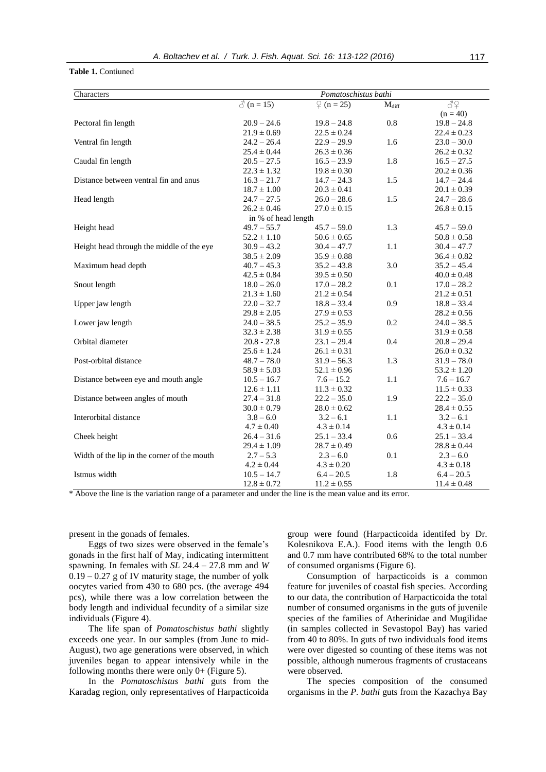**Table 1.** Contiuned

| Characters | *Pomatoschistus bathi* | | | |
|---|---|---|---|---|
| | ♂ (n = 15) | ♀ (n = 25) | $M_{diff}$ | ♂♀ (n = 40) |
| Pectoral fin length | 20.9 – 24.6<br>21.9 ± 0.69 | 19.8 – 24.8<br>22.5 ± 0.24 | 0.8 | 19.8 – 24.8<br>22.4 ± 0.23 |
| Ventral fin length | 24.2 – 26.4<br>25.4 ± 0.44 | 22.9 – 29.9<br>26.3 ± 0.36 | 1.6 | 23.0 – 30.0<br>26.2 ± 0.32 |
| Caudal fin length | 20.5 – 27.5<br>22.3 ± 1.32 | 16.5 – 23.9<br>19.8 ± 0.30 | 1.8 | 16.5 – 27.5<br>20.2 ± 0.36 |
| Distance between ventral fin and anus | 16.3 – 21.7<br>18.7 ± 1.00 | 14.7 – 24.3<br>20.3 ± 0.41 | 1.5 | 14.7 – 24.4<br>20.1 ± 0.39 |
| Head length | 24.7 – 27.5<br>26.2 ± 0.46 | 26.0 – 28.6<br>27.0 ± 0.15 | 1.5 | 24.7 – 28.6<br>26.8 ± 0.15 |
| | in % of head length | | | |
| Height head | 49.7 – 55.7<br>52.2 ± 1.10 | 45.7 – 59.0<br>50.6 ± 0.65 | 1.3 | 45.7 – 59.0<br>50.8 ± 0.58 |
| Height head through the middle of the eye | 30.9 – 43.2<br>38.5 ± 2.09 | 30.4 – 47.7<br>35.9 ± 0.88 | 1.1 | 30.4 – 47.7<br>36.4 ± 0.82 |
| Maximum head depth | 40.7 – 45.3<br>42.5 ± 0.84 | 35.2 – 43.8<br>39.5 ± 0.50 | 3.0 | 35.2 – 45.4<br>40.0 ± 0.48 |
| Snout length | 18.0 – 26.0<br>21.3 ± 1.60 | 17.0 – 28.2<br>21.2 ± 0.54 | 0.1 | 17.0 – 28.2<br>21.2 ± 0.51 |
| Upper jaw length | 22.0 – 32.7<br>29.8 ± 2.05 | 18.8 – 33.4<br>27.9 ± 0.53 | 0.9 | 18.8 – 33.4<br>28.2 ± 0.56 |
| Lower jaw length | 24.0 – 38.5<br>32.3 ± 2.38 | 25.2 – 35.9<br>31.9 ± 0.55 | 0.2 | 24.0 – 38.5<br>31.9 ± 0.58 |
| Orbital diameter | 20.8 - 27.8<br>25.6 ± 1.24 | 23.1 – 29.4<br>26.1 ± 0.31 | 0.4 | 20.8 – 29.4<br>26.0 ± 0.32 |
| Post-orbital distance | 48.7 – 78.0<br>58.9 ± 5.03 | 31.9 – 56.3<br>52.1 ± 0.96 | 1.3 | 31.9 – 78.0<br>53.2 ± 1.20 |
| Distance between eye and mouth angle | 10.5 – 16.7<br>12.6 ± 1.11 | 7.6 – 15.2<br>11.3 ± 0.32 | 1.1 | 7.6 – 16.7<br>11.5 ± 0.33 |
| Distance between angles of mouth | 27.4 – 31.8<br>30.0 ± 0.79 | 22.2 – 35.0<br>28.0 ± 0.62 | 1.9 | 22.2 – 35.0<br>28.4 ± 0.55 |
| Interorbital distance | 3.8 – 6.0<br>4.7 ± 0.40 | 3.2 – 6.1<br>4.3 ± 0.14 | 1.1 | 3.2 – 6.1<br>4.3 ± 0.14 |
| Cheek height | 26.4 – 31.6<br>29.4 ± 1.09 | 25.1 – 33.4<br>28.7 ± 0.49 | 0.6 | 25.1 – 33.4<br>28.8 ± 0.44 |
| Width of the lip in the corner of the mouth | 2.7 – 5.3<br>4.2 ± 0.44 | 2.3 – 6.0<br>4.3 ± 0.20 | 0.1 | 2.3 – 6.0<br>4.3 ± 0.18 |
| Istmus width | 10.5 – 14.7<br>12.8 ± 0.72 | 6.4 – 20.5<br>11.2 ± 0.55 | 1.8 | 6.4 – 20.5<br>11.4 ± 0.48 |

\* Above the line is the variation range of a parameter and under the line is the mean value and its error.

present in the gonads of females.

Eggs of two sizes were observed in the female's gonads in the first half of May, indicating intermittent spawning. In females with *SL* 24.4 – 27.8 mm and *W* 0.19 – 0.27 g of IV maturity stage, the number of yolk oocytes varied from 430 to 680 pcs. (the average 494 pcs), while there was a low correlation between the body length and individual fecundity of a similar size individuals (Figure 4).

The life span of *Pomatoschistus bathi* slightly exceeds one year. In our samples (from June to mid-August), two age generations were observed, in which juveniles began to appear intensively while in the following months there were only 0+ (Figure 5).

In the *Pomatoschistus bathi* guts from the Karadag region, only representatives of Harpacticoida group were found (Harpacticoida identifed by Dr. Kolesnikova E.A.). Food items with the length 0.6 and 0.7 mm have contributed 68% to the total number of consumed organisms (Figure 6).

Consumption of harpacticoids is a common feature for juveniles of coastal fish species. According to our data, the contribution of Harpacticoida the total number of consumed organisms in the guts of juvenile species of the families of Atherinidae and Mugilidae (in samples collected in Sevastopol Bay) has varied from 40 to 80%. In guts of two individuals food items were over digested so counting of these items was not possible, although numerous fragments of crustaceans were observed.

The species composition of the consumed organisms in the *P. bathi* guts from the Kazachya Bay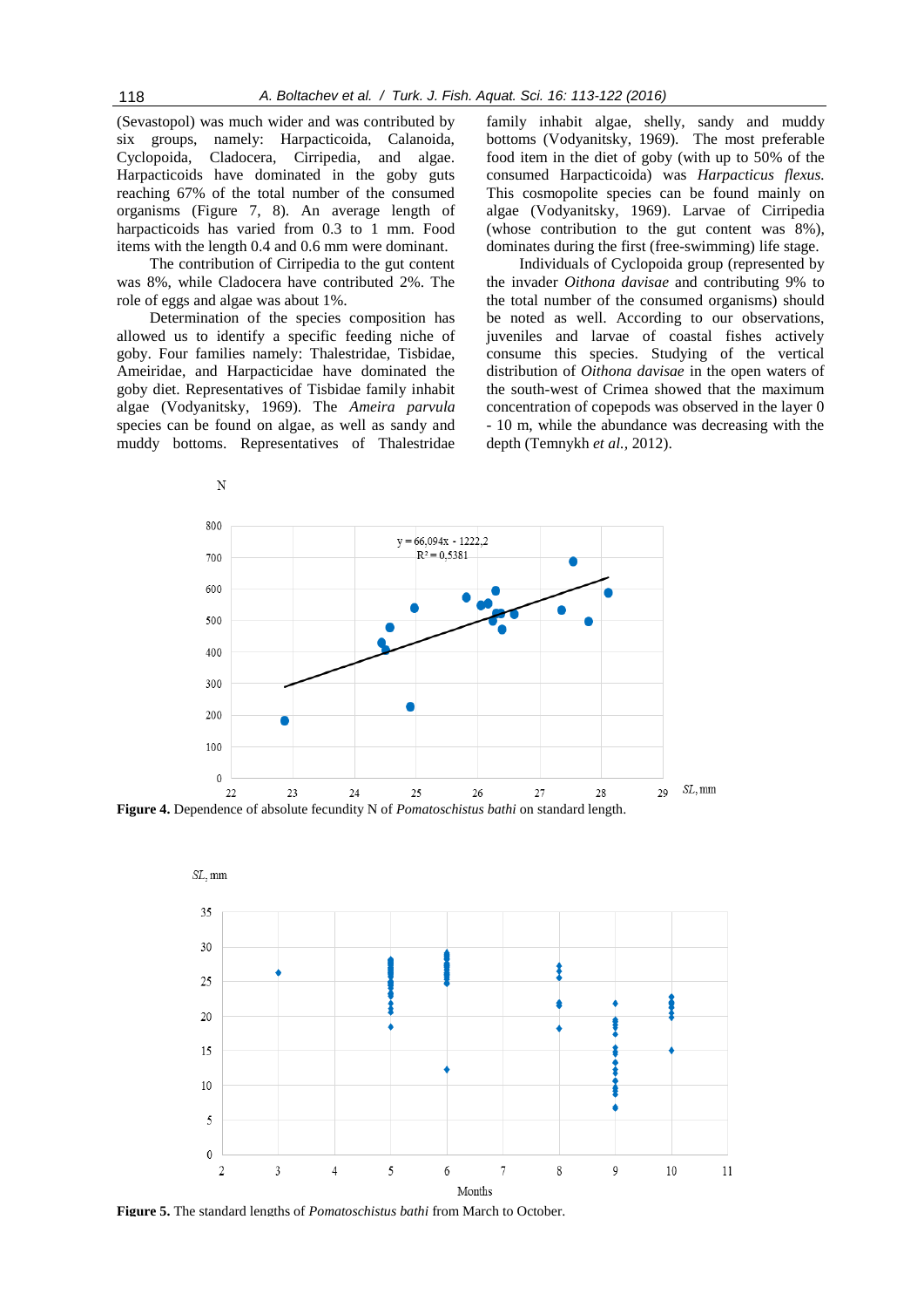(Sevastopol) was much wider and was contributed by six groups, namely: Harpacticoida, Calanoida, Cyclopoida, Cladocera, Cirripedia, and algae. Harpacticoids have dominated in the goby guts reaching 67% of the total number of the consumed organisms (Figure 7, 8). An average length of harpacticoids has varied from 0.3 to 1 mm. Food items with the length 0.4 and 0.6 mm were dominant.

The contribution of Cirripedia to the gut content was 8%, while Cladocera have contributed 2%. The role of eggs and algae was about 1%.

Determination of the species composition has allowed us to identify a specific feeding niche of goby. Four families namely: Thalestridae, Tisbidae, Ameiridae, and Harpacticidae have dominated the goby diet. Representatives of Tisbidae family inhabit algae (Vodyanitsky, 1969). The *Ameira parvula* species can be found on algae, as well as sandy and muddy bottoms. Representatives of Thalestridae family inhabit algae, shelly, sandy and muddy bottoms (Vodyanitsky, 1969). The most preferable food item in the diet of goby (with up to 50% of the consumed Harpacticoida) was *Harpacticus flexus.* This cosmopolite species can be found mainly on algae (Vodyanitsky, 1969). Larvae of Cirripedia (whose contribution to the gut content was 8%), dominates during the first (free-swimming) life stage.

Individuals of Cyclopoida group (represented by the invader *Oithona davisae* and contributing 9% to the total number of the consumed organisms) should be noted as well. According to our observations, juveniles and larvae of coastal fishes actively consume this species. Studying of the vertical distribution of *Oithona davisae* in the open waters of the south-west of Crimea showed that the maximum concentration of copepods was observed in the layer 0 - 10 m, while the abundance was decreasing with the depth (Temnykh *et al.,* 2012).

**Figure 4.** Dependence of absolute fecundity N of *Pomatoschistus bathi* on standard length.

**Figure 5.** The standard lengths of *Pomatoschistus bathi* from March to October.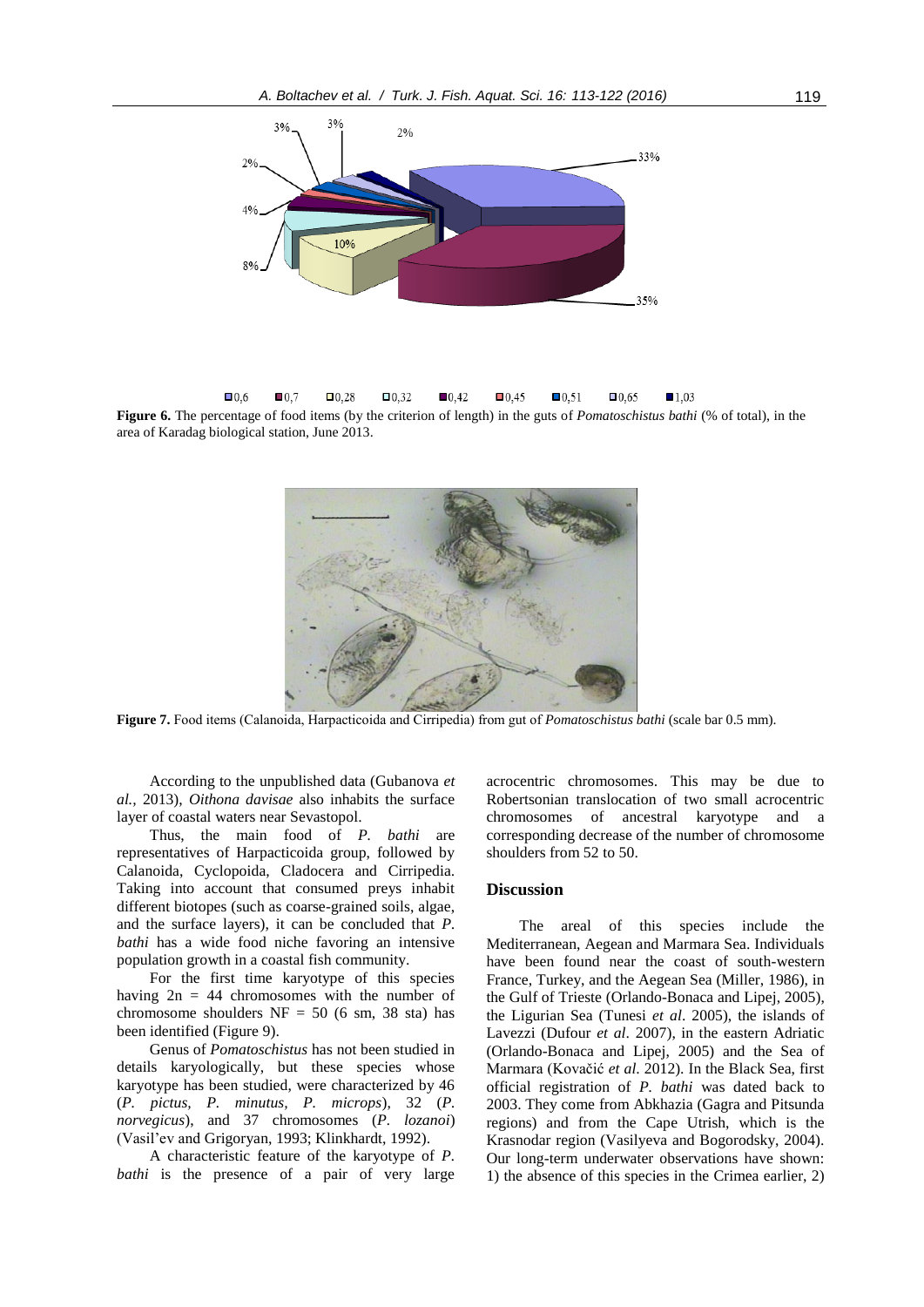**Figure 6.** The percentage of food items (by the criterion of length) in the guts of *Pomatoschistus bathi* (% of total), in the area of Karadag biological station, June 2013.

**Figure 7.** Food items (Calanoida, Harpacticoida and Cirripedia) from gut of *Pomatoschistus bathi* (scale bar 0.5 mm).

According to the unpublished data (Gubanova *et al.*, 2013), *Oithona davisae* also inhabits the surface layer of coastal waters near Sevastopol.

Thus, the main food of *P. bathi* are representatives of Harpacticoida group, followed by Calanoida, Cyclopoida, Cladocera and Cirripedia. Taking into account that consumed preys inhabit different biotopes (such as coarse-grained soils, algae, and the surface layers), it can be concluded that *P. bathi* has a wide food niche favoring an intensive population growth in a coastal fish community.

For the first time karyotype of this species having 2n = 44 chromosomes with the number of chromosome shoulders NF = 50 (6 sm, 38 sta) has been identified (Figure 9).

Genus of *Pomatoschistus* has not been studied in details karyologically, but these species whose karyotype has been studied, were characterized by 46 (*P. pictus, P. minutus, P. microps*), 32 (*P. norvegicus*), and 37 chromosomes (*P. lozanoi*) (Vasil'ev and Grigoryan, 1993; Klinkhardt, 1992).

A characteristic feature of the karyotype of *P. bathi* is the presence of a pair of very large acrocentric chromosomes. This may be due to Robertsonian translocation of two small acrocentric chromosomes of ancestral karyotype and a corresponding decrease of the number of chromosome shoulders from 52 to 50.

## Discussion

The areal of this species include the Mediterranean, Aegean and Marmara Sea. Individuals have been found near the coast of south-western France, Turkey, and the Aegean Sea (Miller, 1986), in the Gulf of Trieste (Orlando-Bonaca and Lipej, 2005), the Ligurian Sea (Tunesi *et al*. 2005), the islands of Lavezzi (Dufour *et al*. 2007), in the eastern Adriatic (Orlando-Bonaca and Lipej, 2005) and the Sea of Marmara (Kovačić *et al.* 2012). In the Black Sea, first official registration of *P. bathi* was dated back to 2003. They come from Abkhazia (Gagra and Pitsunda regions) and from the Cape Utrish, which is the Krasnodar region (Vasilyeva and Bogorodsky, 2004). Our long-term underwater observations have shown: 1) the absence of this species in the Crimea earlier, 2)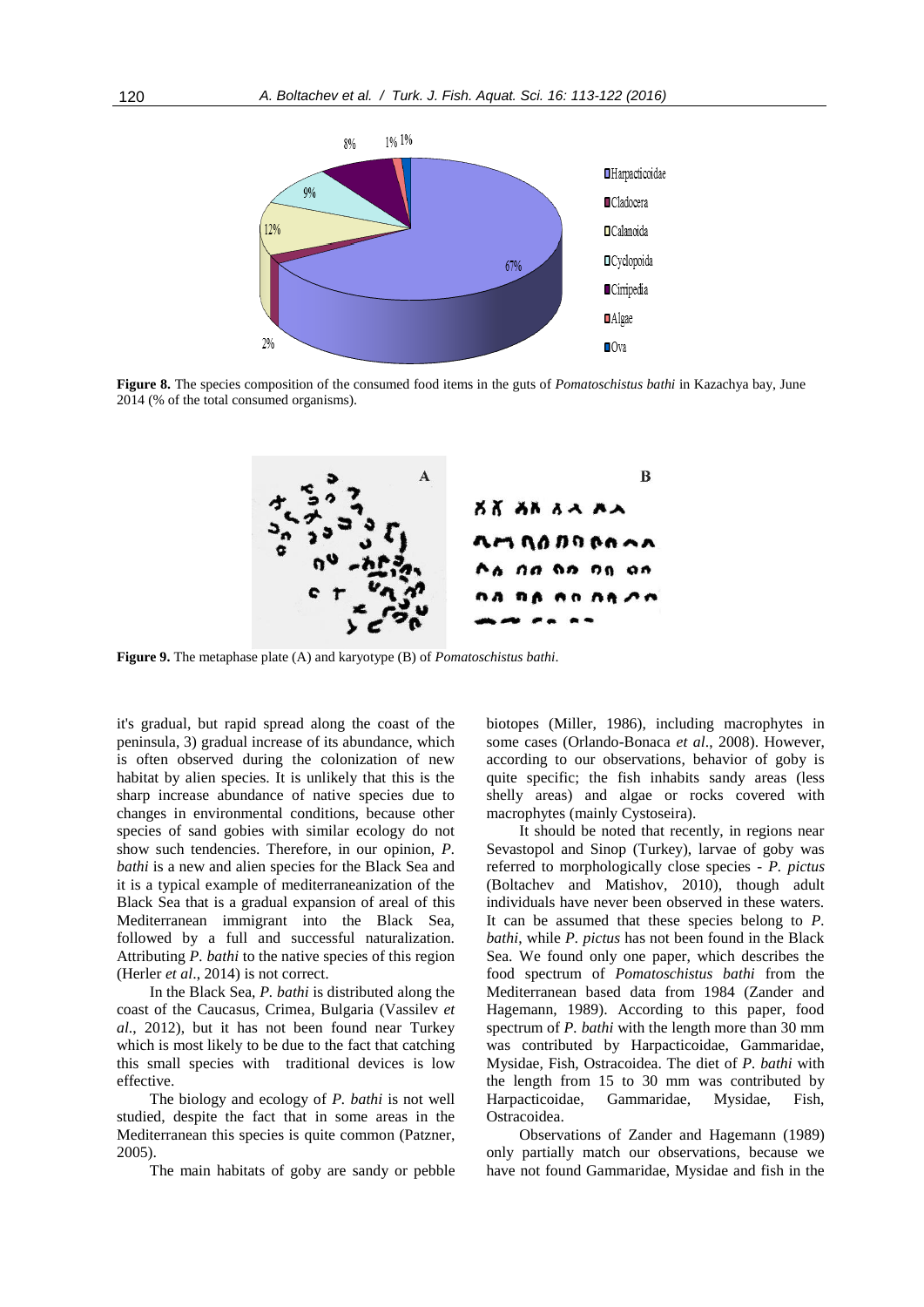**Figure 8.** The species composition of the consumed food items in the guts of *Pomatoschistus bathi* in Kazachya bay, June 2014 (% of the total consumed organisms).

**Figure 9.** The metaphase plate (A) and karyotype (B) of *Pomatoschistus bathi*.

it's gradual, but rapid spread along the coast of the peninsula, 3) gradual increase of its abundance, which is often observed during the colonization of new habitat by alien species. It is unlikely that this is the sharp increase abundance of native species due to changes in environmental conditions, because other species of sand gobies with similar ecology do not show such tendencies. Therefore, in our opinion, *P. bathi* is a new and alien species for the Black Sea and it is a typical example of mediterraneanization of the Black Sea that is a gradual expansion of areal of this Mediterranean immigrant into the Black Sea, followed by a full and successful naturalization. Attributing *P. bathi* to the native species of this region (Herler *et al*., 2014) is not correct.

In the Black Sea, *P. bathi* is distributed along the coast of the Caucasus, Crimea, Bulgaria (Vassilev *et al*., 2012), but it has not been found near Turkey which is most likely to be due to the fact that catching this small species with traditional devices is low effective.

The biology and ecology of *P. bathi* is not well studied, despite the fact that in some areas in the Mediterranean this species is quite common (Patzner, 2005).

The main habitats of goby are sandy or pebble biotopes (Miller, 1986), including macrophytes in some cases (Orlando-Bonaca *et al*., 2008). However, according to our observations, behavior of goby is quite specific; the fish inhabits sandy areas (less shelly areas) and algae or rocks covered with macrophytes (mainly Cystoseira).

It should be noted that recently, in regions near Sevastopol and Sinop (Turkey), larvae of goby was referred to morphologically close species - *P. pictus* (Boltachev and Matishov, 2010), though adult individuals have never been observed in these waters. It can be assumed that these species belong to *P. bathi*, while *P. pictus* has not been found in the Black Sea. We found only one paper, which describes the food spectrum of *Pomatoschistus bathi* from the Mediterranean based data from 1984 (Zander and Hagemann, 1989). According to this paper, food spectrum of *P. bathi* with the length more than 30 mm was contributed by Harpacticoidae, Gammaridae, Mysidae, Fish, Ostracoidea. The diet of *P. bathi* with the length from 15 to 30 mm was contributed by Harpacticoidae, Gammaridae, Mysidae, Fish, Ostracoidea.

Observations of Zander and Hagemann (1989) only partially match our observations, because we have not found Gammaridae, Mysidae and fish in the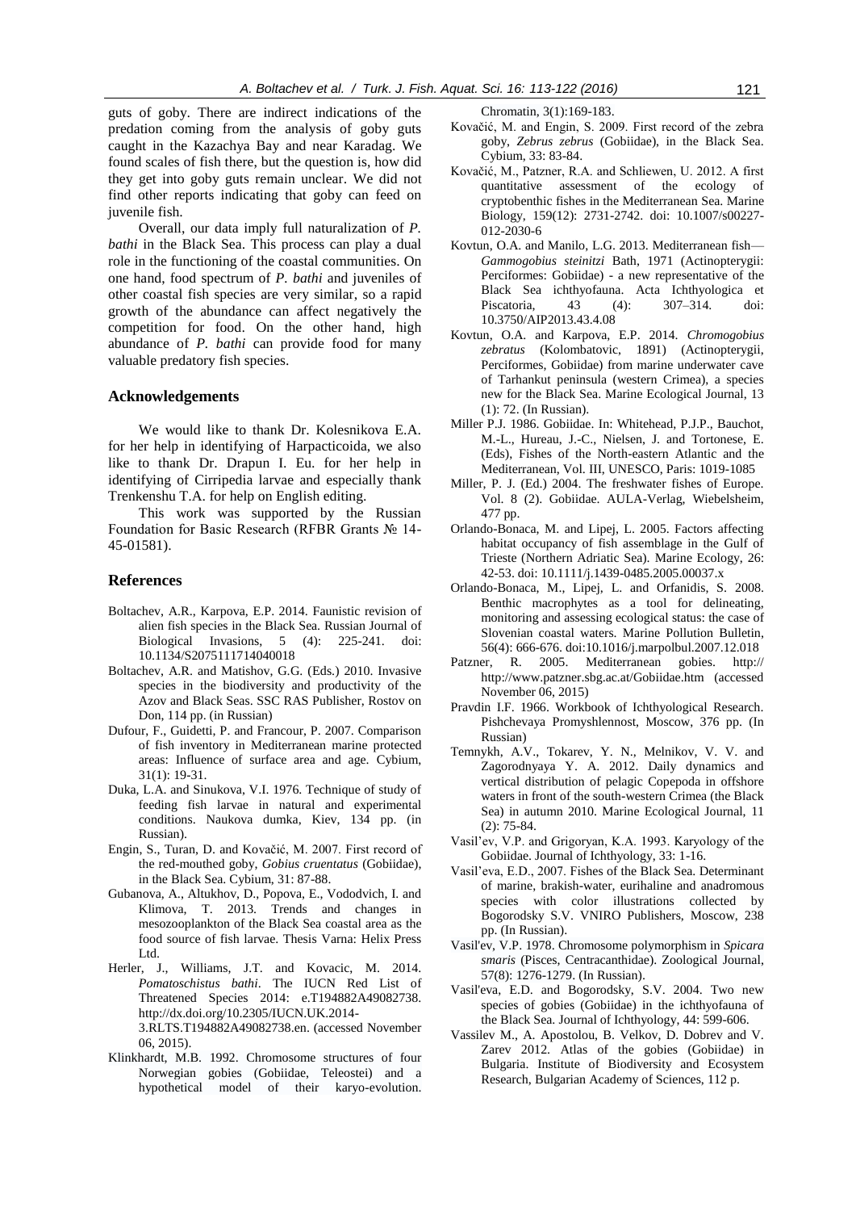guts of goby. There are indirect indications of the predation coming from the analysis of goby guts caught in the Kazachya Bay and near Karadag. We found scales of fish there, but the question is, how did they get into goby guts remain unclear. We did not find other reports indicating that goby can feed on juvenile fish.

Overall, our data imply full naturalization of *P. bathi* in the Black Sea. This process can play a dual role in the functioning of the coastal communities. On one hand, food spectrum of *P. bathi* and juveniles of other coastal fish species are very similar, so a rapid growth of the abundance can affect negatively the competition for food. On the other hand, high abundance of *P. bathi* can provide food for many valuable predatory fish species.

## Acknowledgements

We would like to thank Dr. Kolesnikova E.A. for her help in identifying of Harpacticoida, we also like to thank Dr. Drapun I. Eu. for her help in identifying of Cirripedia larvae and especially thank Trenkenshu T.A. for help on English editing.

This work was supported by the Russian Foundation for Basic Research (RFBR Grants № 14-45-01581).

## References

Boltachev, A.R., Karpova, E.P. 2014. Faunistic revision of alien fish species in the Black Sea. Russian Journal of Biological Invasions, 5 (4): 225-241. doi: 10.1134/S2075111714040018

Boltachev, A.R. and Matishov, G.G. (Eds.) 2010. Invasive species in the biodiversity and productivity of the Azov and Black Seas. SSC RAS Publisher, Rostov on Don, 114 pp. (in Russian)

Dufour, F., Guidetti, P. and Francour, P. 2007. Comparison of fish inventory in Mediterranean marine protected areas: Influence of surface area and age. Cybium, 31(1): 19-31.

Duka, L.A. and Sinukova, V.I. 1976. Technique of study of feeding fish larvae in natural and experimental conditions. Naukova dumka, Kiev, 134 pp. (in Russian).

Engin, S., Turan, D. and Kovačić, M. 2007. First record of the red-mouthed goby, *Gobius cruentatus* (Gobiidae), in the Black Sea. Cybium, 31: 87-88.

Gubanova, A., Altukhov, D., Popova, E., Vododvich, I. and Klimova, T. 2013. Trends and changes in mesozooplankton of the Black Sea coastal area as the food source of fish larvae. Thesis Varna: Helix Press Ltd.

Herler, J., Williams, J.T. and Kovacic, M. 2014. *Pomatoschistus bathi*. The IUCN Red List of Threatened Species 2014: e.T194882A49082738. http://dx.doi.org/10.2305/IUCN.UK.2014-3.RLTS.T194882A49082738.en. (accessed November 06, 2015).

Klinkhardt, M.B. 1992. Chromosome structures of four Norwegian gobies (Gobiidae, Teleostei) and a hypothetical model of their karyo-evolution. Chromatin, 3(1):169-183.

Kovačić, M. and Engin, S. 2009. First record of the zebra goby, *Zebrus zebrus* (Gobiidae), in the Black Sea. Cybium, 33: 83-84.

Kovačić, M., Patzner, R.A. and Schliewen, U. 2012. A first quantitative assessment of the ecology of cryptobenthic fishes in the Mediterranean Sea. Marine Biology, 159(12): 2731-2742. doi: 10.1007/s00227-012-2030-6

Kovtun, O.A. and Manilo, L.G. 2013. Mediterranean fish—*Gammogobius steinitzi* Bath, 1971 (Actinopterygii: Perciformes: Gobiidae) - a new representative of the Black Sea ichthyofauna. Acta Ichthyologica et Piscatoria, 43 (4): 307–314. doi: 10.3750/AIP2013.43.4.08

Kovtun, O.A. and Karpova, E.P. 2014. *Chromogobius zebratus* (Kolombatovic, 1891) (Actinopterygii, Perciformes, Gobiidae) from marine underwater cave of Tarhankut peninsula (western Crimea), a species new for the Black Sea. Marine Ecological Journal, 13 (1): 72. (In Russian).

Miller P.J. 1986. Gobiidae. In: Whitehead, P.J.P., Bauchot, M.-L., Hureau, J.-C., Nielsen, J. and Tortonese, E. (Eds), Fishes of the North-eastern Atlantic and the Mediterranean, Vol. III, UNESCO, Paris: 1019-1085

Miller, P. J. (Ed.) 2004. The freshwater fishes of Europe. Vol. 8 (2). Gobiidae. AULA-Verlag, Wiebelsheim, 477 pp.

Orlando-Bonaca, M. and Lipej, L. 2005. Factors affecting habitat occupancy of fish assemblage in the Gulf of Trieste (Northern Adriatic Sea). Marine Ecology, 26: 42-53. doi: 10.1111/j.1439-0485.2005.00037.x

Orlando-Bonaca, M., Lipej, L. and Orfanidis, S. 2008. Benthic macrophytes as a tool for delineating, monitoring and assessing ecological status: the case of Slovenian coastal waters. Marine Pollution Bulletin, 56(4): 666-676. doi:10.1016/j.marpolbul.2007.12.018

Patzner, R. 2005. Mediterranean gobies. http://http://www.patzner.sbg.ac.at/Gobiidae.htm (accessed November 06, 2015)

Pravdin I.F. 1966. Workbook of Ichthyological Research. Pishchevaya Promyshlennost, Moscow, 376 pp. (In Russian)

Temnykh, A.V., Tokarev, Y. N., Melnikov, V. V. and Zagorodnyaya Y. A. 2012. Daily dynamics and vertical distribution of pelagic Copepoda in offshore waters in front of the south-western Crimea (the Black Sea) in autumn 2010. Marine Ecological Journal, 11 (2): 75-84.

Vasil'ev, V.P. and Grigoryan, K.A. 1993. Karyology of the Gobiidae. Journal of Ichthyology, 33: 1-16.

Vasil'eva, E.D., 2007. Fishes of the Black Sea. Determinant of marine, brakish-water, eurihaline and anadromous species with color illustrations collected by Bogorodsky S.V. VNIRO Publishers, Moscow, 238 pp. (In Russian).

Vasil'ev, V.P. 1978. Chromosome polymorphism in *Spicara smaris* (Pisces, Centracanthidae). Zoological Journal, 57(8): 1276-1279. (In Russian).

Vasil'eva, E.D. and Bogorodsky, S.V. 2004. Two new species of gobies (Gobiidae) in the ichthyofauna of the Black Sea. Journal of Ichthyology, 44: 599-606.

Vassilev M., A. Apostolou, B. Velkov, D. Dobrev and V. Zarev 2012. Atlas of the gobies (Gobiidae) in Bulgaria. Institute of Biodiversity and Ecosystem Research, Bulgarian Academy of Sciences, 112 p.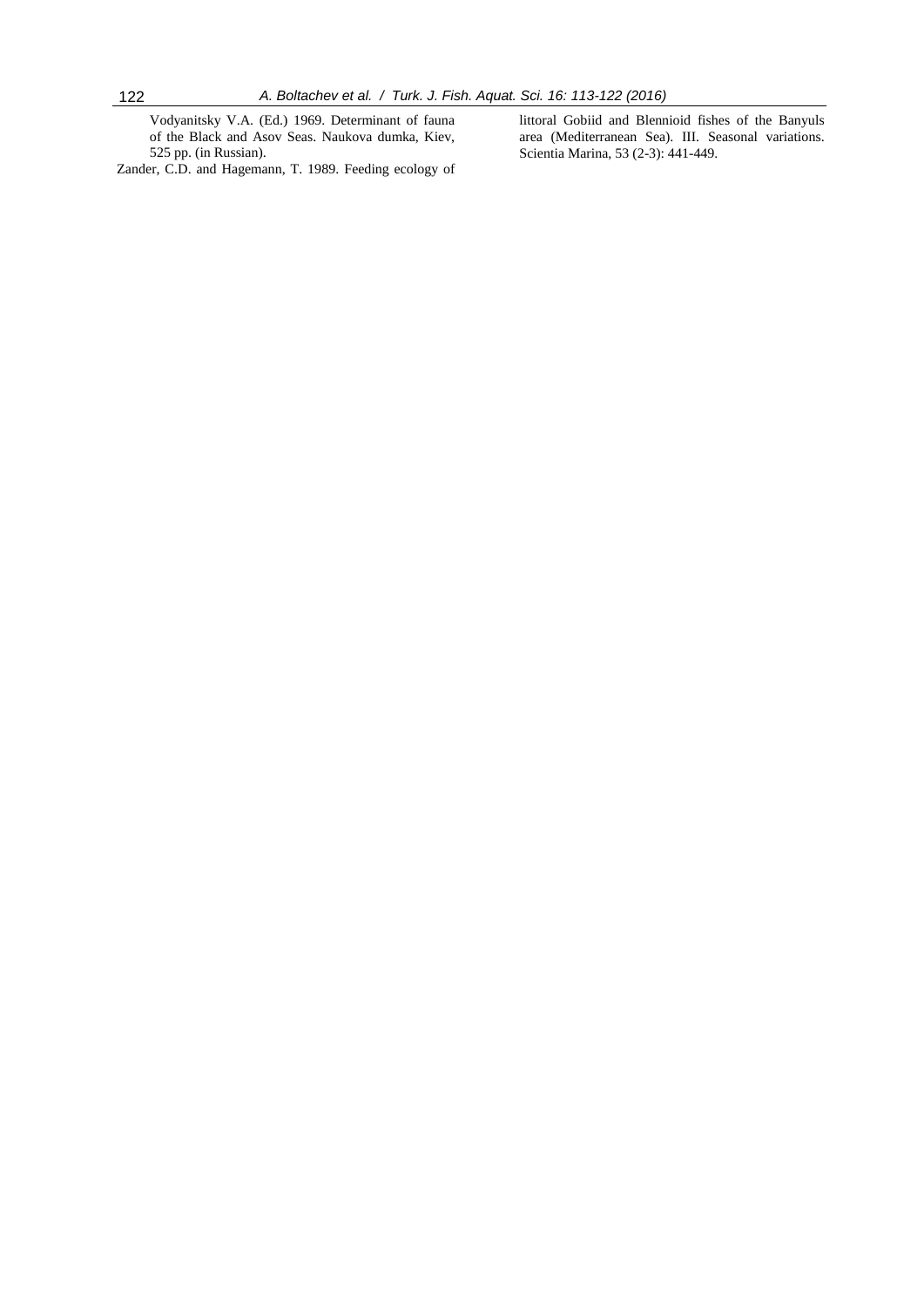Vodyanitsky V.A. (Ed.) 1969. Determinant of fauna of the Black and Asov Seas. Naukova dumka, Kiev, 525 pp. (in Russian).

Zander, C.D. and Hagemann, T. 1989. Feeding ecology of littoral Gobiid and Blennioid fishes of the Banyuls area (Mediterranean Sea). III. Seasonal variations. Scientia Marina, 53 (2-3): 441-449.